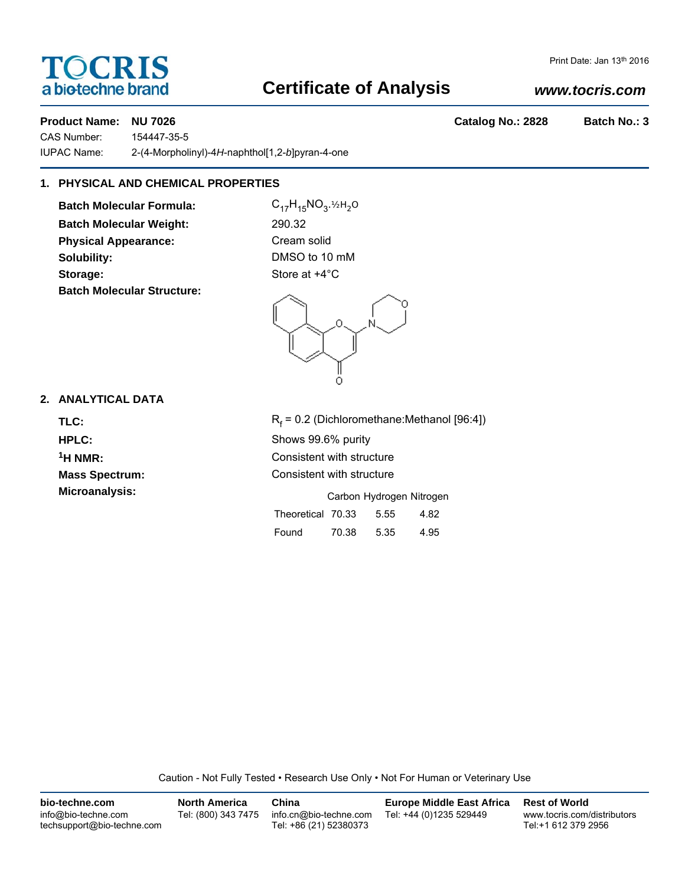TOCRIS
a biotechne brand

Print Date: Jan 13th 2016

# Certificate of Analysis

*www.tocris.com*

**Product Name: NU 7026** **Catalog No.: 2828** **Batch No.: 3**

CAS Number: 154447-35-5

IUPAC Name: 2-(4-Morpholinyl)-4*H*-naphthol[1,2-*b*]pyran-4-one

## 1. PHYSICAL AND CHEMICAL PROPERTIES

**Batch Molecular Formula:** $C_{17}H_{15}NO_3.½H_2O$

**Batch Molecular Weight:** 290.32

**Physical Appearance:** Cream solid

**Solubility:** DMSO to 10 mM

**Storage:** Store at +4°C

**Batch Molecular Structure:**

## 2. ANALYTICAL DATA

**TLC:** $R_f$ = 0.2 (Dichloromethane:Methanol [96:4])

**HPLC:** Shows 99.6% purity

**$^1$H NMR:** Consistent with structure

**Mass Spectrum:** Consistent with structure

**Microanalysis:**

| | Carbon | Hydrogen | Nitrogen |
|---|---|---|---|
| Theoretical | 70.33 | 5.55 | 4.82 |
| Found | 70.38 | 5.35 | 4.95 |

Caution - Not Fully Tested • Research Use Only • Not For Human or Veterinary Use

**bio-techne.com**
info@bio-techne.com
techsupport@bio-techne.com

**North America**
Tel: (800) 343 7475

**China**
info.cn@bio-techne.com
Tel: +86 (21) 52380373

**Europe Middle East Africa**
Tel: +44 (0)1235 529449

**Rest of World**
www.tocris.com/distributors
Tel:+1 612 379 2956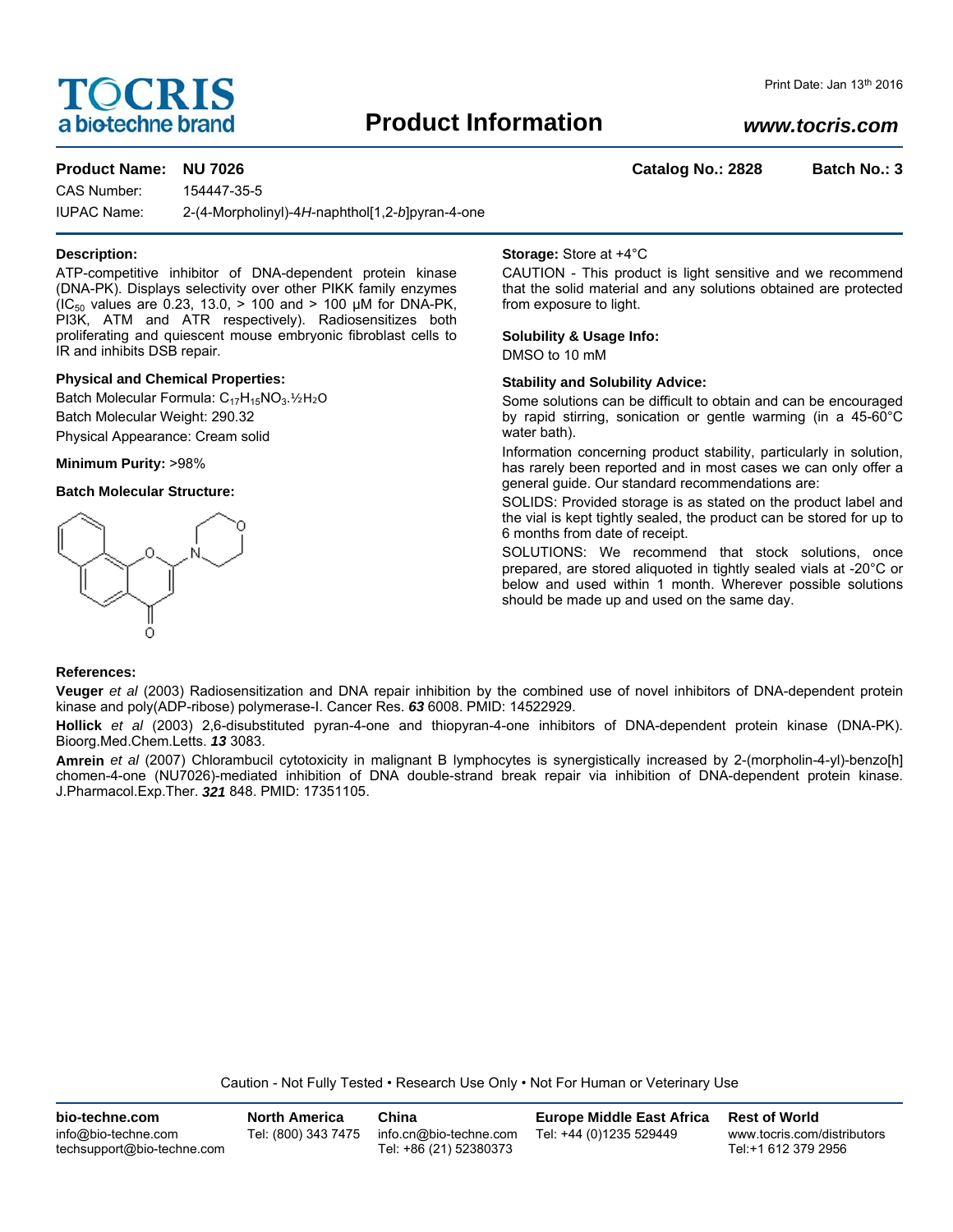# Product Information

Print Date: Jan 13th 2016

www.tocris.com

**Product Name:** **NU 7026** **Catalog No.: 2828** **Batch No.: 3**

CAS Number: 154447-35-5

IUPAC Name: 2-(4-Morpholinyl)-4*H*-naphthol[1,2-*b*]pyran-4-one

### Description:

ATP-competitive inhibitor of DNA-dependent protein kinase (DNA-PK). Displays selectivity over other PIKK family enzymes ($IC_{50}$ values are 0.23, 13.0, > 100 and > 100 μM for DNA-PK, PI3K, ATM and ATR respectively). Radiosensitizes both proliferating and quiescent mouse embryonic fibroblast cells to IR and inhibits DSB repair.

### Physical and Chemical Properties:

Batch Molecular Formula: $C_{17}H_{15}NO_3.½H_2O$

Batch Molecular Weight: 290.32

Physical Appearance: Cream solid

**Minimum Purity:** >98%

### Batch Molecular Structure:

**Storage:** Store at +4°C

CAUTION - This product is light sensitive and we recommend that the solid material and any solutions obtained are protected from exposure to light.

### Solubility & Usage Info:

DMSO to 10 mM

### Stability and Solubility Advice:

Some solutions can be difficult to obtain and can be encouraged by rapid stirring, sonication or gentle warming (in a 45-60°C water bath).

Information concerning product stability, particularly in solution, has rarely been reported and in most cases we can only offer a general guide. Our standard recommendations are:

SOLIDS: Provided storage is as stated on the product label and the vial is kept tightly sealed, the product can be stored for up to 6 months from date of receipt.

SOLUTIONS: We recommend that stock solutions, once prepared, are stored aliquoted in tightly sealed vials at -20°C or below and used within 1 month. Wherever possible solutions should be made up and used on the same day.

### References:

**Veuger** *et al* (2003) Radiosensitization and DNA repair inhibition by the combined use of novel inhibitors of DNA-dependent protein kinase and poly(ADP-ribose) polymerase-I. Cancer Res. ***63*** 6008. PMID: 14522929.

**Hollick** *et al* (2003) 2,6-disubstituted pyran-4-one and thiopyran-4-one inhibitors of DNA-dependent protein kinase (DNA-PK). Bioorg.Med.Chem.Letts. ***13*** 3083.

**Amrein** *et al* (2007) Chlorambucil cytotoxicity in malignant B lymphocytes is synergistically increased by 2-(morpholin-4-yl)-benzo[h] chomen-4-one (NU7026)-mediated inhibition of DNA double-strand break repair via inhibition of DNA-dependent protein kinase. J.Pharmacol.Exp.Ther. ***321*** 848. PMID: 17351105.

Caution - Not Fully Tested • Research Use Only • Not For Human or Veterinary Use

**bio-techne.com**
info@bio-techne.com
techsupport@bio-techne.com

**North America**
Tel: (800) 343 7475

**China**
info.cn@bio-techne.com
Tel: +86 (21) 52380373

**Europe Middle East Africa**
Tel: +44 (0)1235 529449

**Rest of World**
www.tocris.com/distributors
Tel:+1 612 379 2956